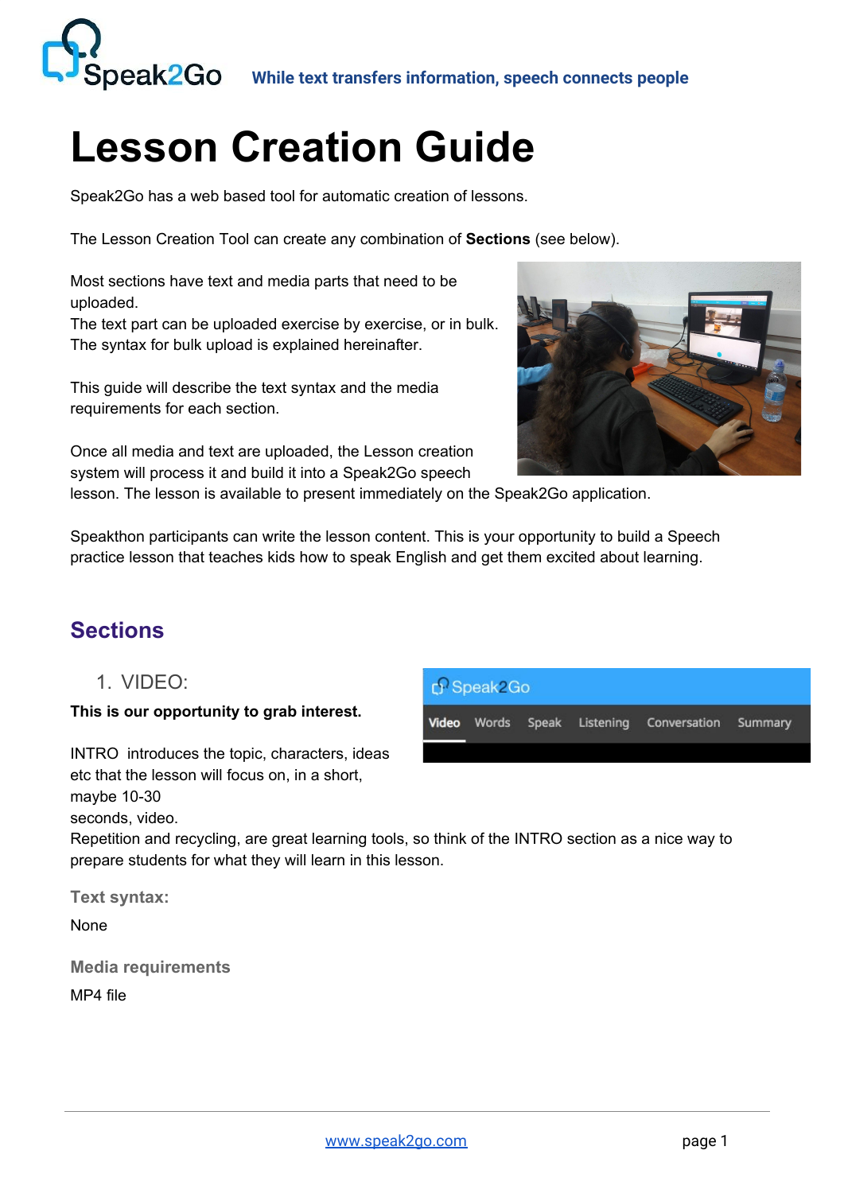Speak2Go **While text transfers information, speech connects people**

# Lesson Creation Guide

Speak2Go has a web based tool for automatic creation of lessons.

The Lesson Creation Tool can create any combination of **Sections** (see below).

Most sections have text and media parts that need to be uploaded.
The text part can be uploaded exercise by exercise, or in bulk.
The syntax for bulk upload is explained hereinafter.

This guide will describe the text syntax and the media requirements for each section.

Once all media and text are uploaded, the Lesson creation system will process it and build it into a Speak2Go speech lesson. The lesson is available to present immediately on the Speak2Go application.

Speakthon participants can write the lesson content. This is your opportunity to build a Speech practice lesson that teaches kids how to speak English and get them excited about learning.

## Sections

1. VIDEO:

**This is our opportunity to grab interest.**

INTRO introduces the topic, characters, ideas etc that the lesson will focus on, in a short, maybe 10-30 seconds, video.
Repetition and recycling, are great learning tools, so think of the INTRO section as a nice way to prepare students for what they will learn in this lesson.

### Text syntax:

None

### Media requirements

MP4 file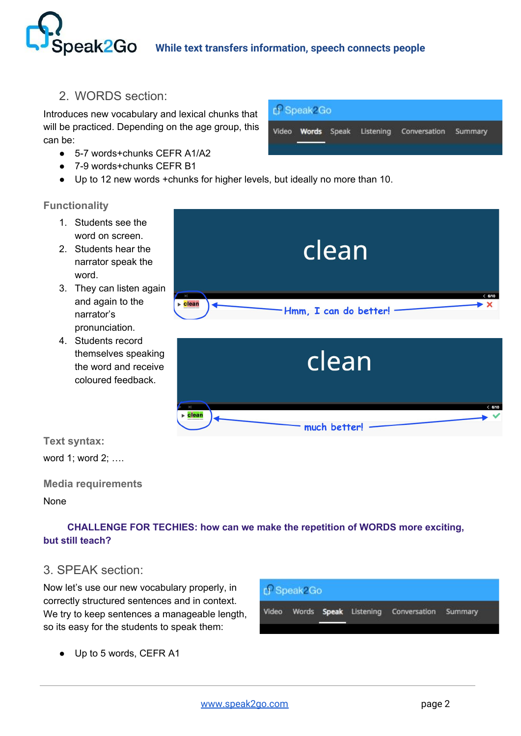## 2. WORDS section:

Introduces new vocabulary and lexical chunks that will be practiced. Depending on the age group, this can be:

- 5-7 words+chunks CEFR A1/A2
- 7-9 words+chunks CEFR B1
- Up to 12 new words +chunks for higher levels, but ideally no more than 10.

### Functionality

1. Students see the word on screen.
2. Students hear the narrator speak the word.
3. They can listen again and again to the narrator's pronunciation.
4. Students record themselves speaking the word and receive coloured feedback.

### Text syntax:

word 1; word 2; ….

### Media requirements

None

**CHALLENGE FOR TECHIES: how can we make the repetition of WORDS more exciting, but still teach?**

## 3. SPEAK section:

Now let's use our new vocabulary properly, in correctly structured sentences and in context. We try to keep sentences a manageable length, so its easy for the students to speak them:

- Up to 5 words, CEFR A1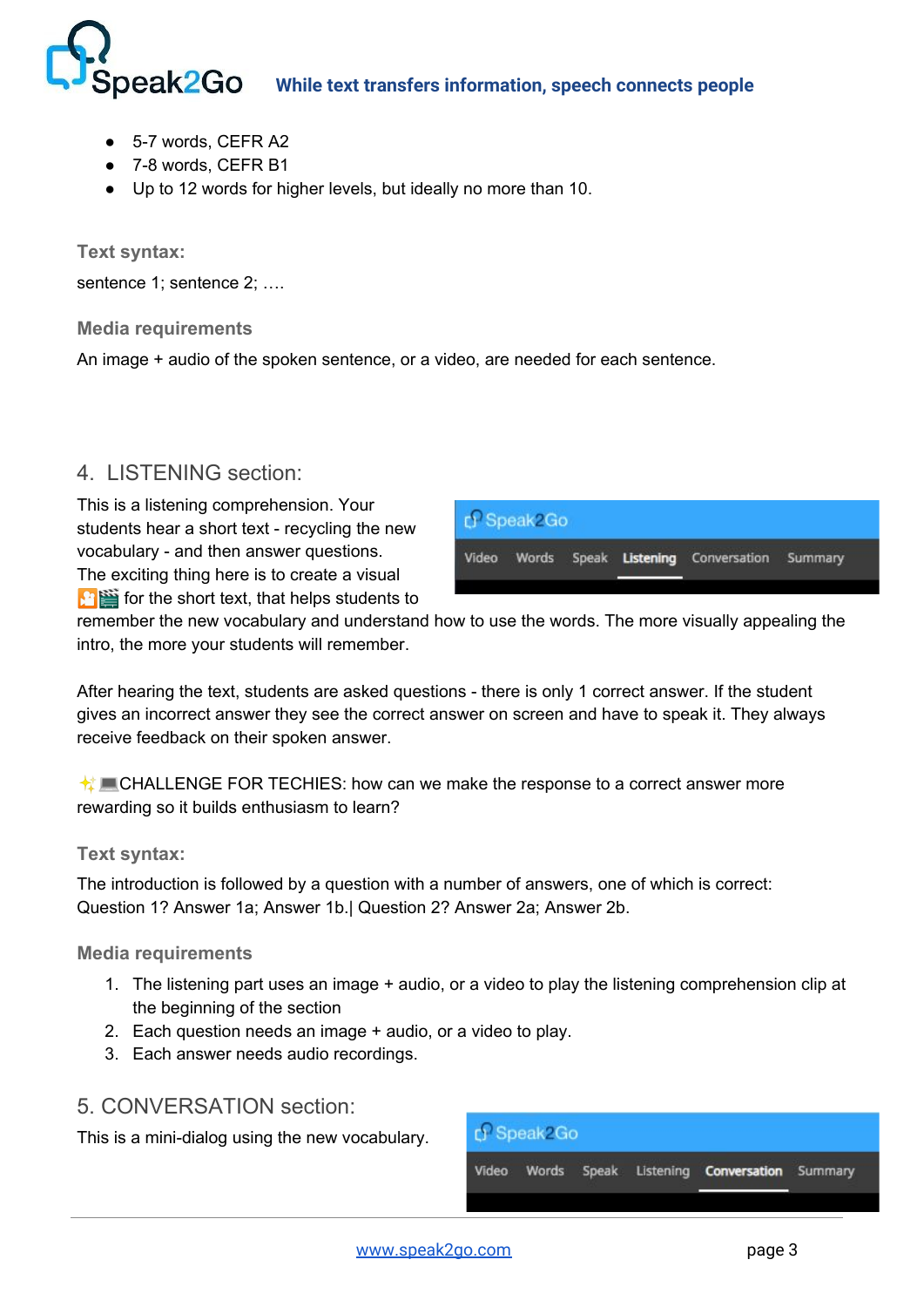- 5-7 words, CEFR A2
- 7-8 words, CEFR B1
- Up to 12 words for higher levels, but ideally no more than 10.

### Text syntax:

sentence 1; sentence 2; ….

### Media requirements

An image + audio of the spoken sentence, or a video, are needed for each sentence.

## 4. LISTENING section:

This is a listening comprehension. Your students hear a short text - recycling the new vocabulary - and then answer questions. The exciting thing here is to create a visual 🎦🎬 for the short text, that helps students to remember the new vocabulary and understand how to use the words. The more visually appealing the intro, the more your students will remember.

After hearing the text, students are asked questions - there is only 1 correct answer. If the student gives an incorrect answer they see the correct answer on screen and have to speak it. They always receive feedback on their spoken answer.

✨💻CHALLENGE FOR TECHIES: how can we make the response to a correct answer more rewarding so it builds enthusiasm to learn?

### Text syntax:

The introduction is followed by a question with a number of answers, one of which is correct:
Question 1? Answer 1a; Answer 1b.| Question 2? Answer 2a; Answer 2b.

### Media requirements

1. The listening part uses an image + audio, or a video to play the listening comprehension clip at the beginning of the section
2. Each question needs an image + audio, or a video to play.
3. Each answer needs audio recordings.

## 5. CONVERSATION section:

This is a mini-dialog using the new vocabulary.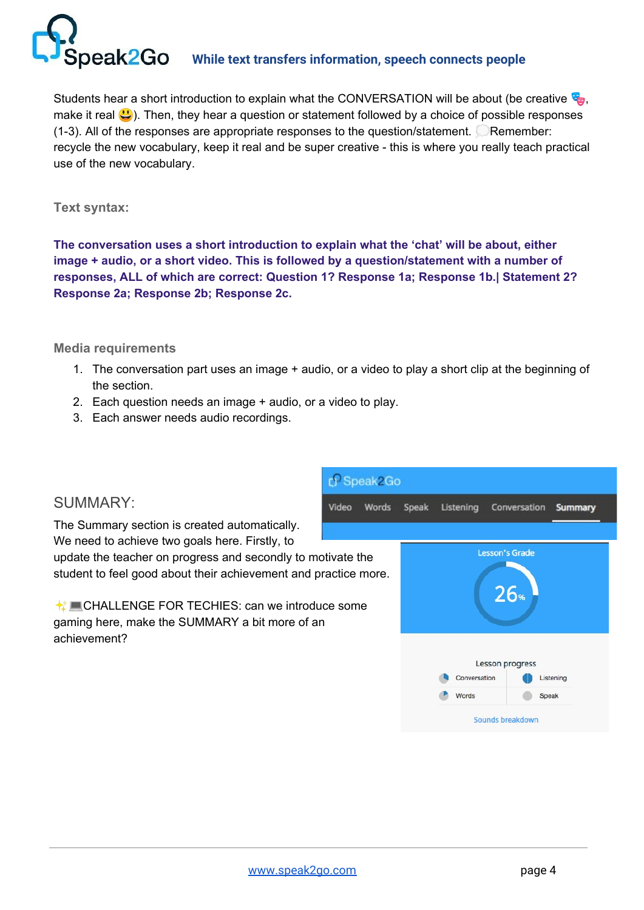Students hear a short introduction to explain what the CONVERSATION will be about (be creative 🎭, make it real 😃). Then, they hear a question or statement followed by a choice of possible responses (1-3). All of the responses are appropriate responses to the question/statement. 💭Remember: recycle the new vocabulary, keep it real and be super creative - this is where you really teach practical use of the new vocabulary.

### Text syntax:

**The conversation uses a short introduction to explain what the 'chat' will be about, either image + audio, or a short video. This is followed by a question/statement with a number of responses, ALL of which are correct: Question 1? Response 1a; Response 1b.| Statement 2? Response 2a; Response 2b; Response 2c.**

### Media requirements

1. The conversation part uses an image + audio, or a video to play a short clip at the beginning of the section.
2. Each question needs an image + audio, or a video to play.
3. Each answer needs audio recordings.

## SUMMARY:

The Summary section is created automatically. We need to achieve two goals here. Firstly, to update the teacher on progress and secondly to motivate the student to feel good about their achievement and practice more.

✨💻CHALLENGE FOR TECHIES: can we introduce some gaming here, make the SUMMARY a bit more of an achievement?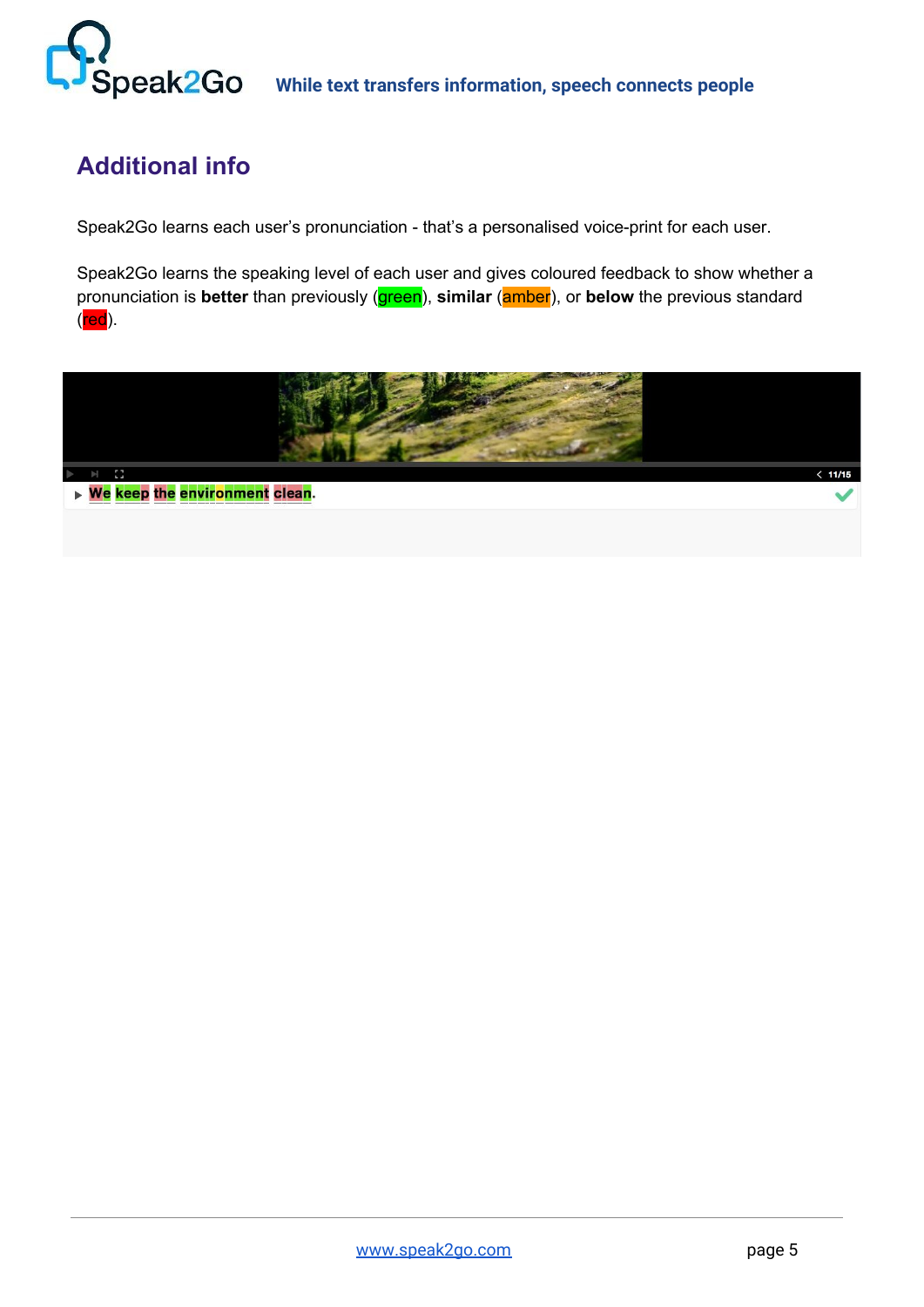## Additional info

Speak2Go learns each user's pronunciation - that's a personalised voice-print for each user.

Speak2Go learns the speaking level of each user and gives coloured feedback to show whether a pronunciation is **better** than previously (green), **similar** (amber), or **below** the previous standard (red).

We keep the environment clean.